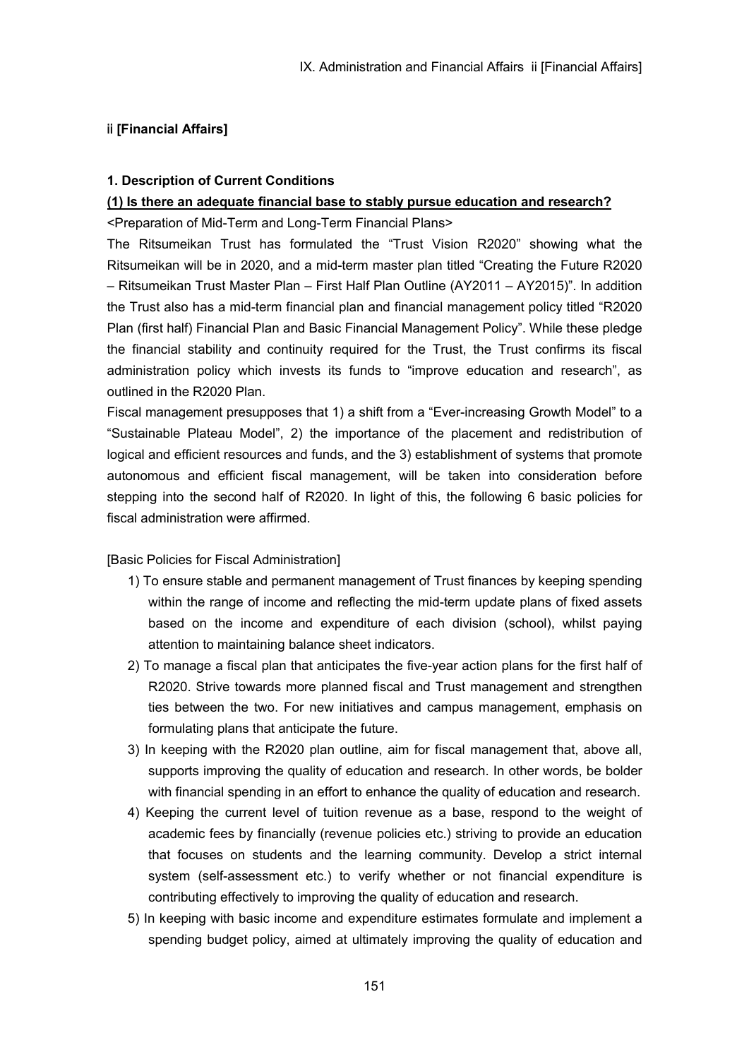## ii [Financial Affairs]

### 1. Description of Current Conditions

#### (1) Is there an adequate financial base to stably pursue education and research?

<Preparation of Mid-Term and Long-Term Financial Plans>

The Ritsumeikan Trust has formulated the "Trust Vision R2020" showing what the Ritsumeikan will be in 2020, and a mid-term master plan titled "Creating the Future R2020 – Ritsumeikan Trust Master Plan – First Half Plan Outline (AY2011 – AY2015)". In addition the Trust also has a mid-term financial plan and financial management policy titled "R2020 Plan (first half) Financial Plan and Basic Financial Management Policy". While these pledge the financial stability and continuity required for the Trust, the Trust confirms its fiscal administration policy which invests its funds to "improve education and research", as outlined in the R2020 Plan.

Fiscal management presupposes that 1) a shift from a "Ever-increasing Growth Model" to a "Sustainable Plateau Model", 2) the importance of the placement and redistribution of logical and efficient resources and funds, and the 3) establishment of systems that promote autonomous and efficient fiscal management, will be taken into consideration before stepping into the second half of R2020. In light of this, the following 6 basic policies for fiscal administration were affirmed.

[Basic Policies for Fiscal Administration]

1) To ensure stable and permanent management of Trust finances by keeping spending within the range of income and reflecting the mid-term update plans of fixed assets based on the income and expenditure of each division (school), whilst paying attention to maintaining balance sheet indicators.
2) To manage a fiscal plan that anticipates the five-year action plans for the first half of R2020. Strive towards more planned fiscal and Trust management and strengthen ties between the two. For new initiatives and campus management, emphasis on formulating plans that anticipate the future.
3) In keeping with the R2020 plan outline, aim for fiscal management that, above all, supports improving the quality of education and research. In other words, be bolder with financial spending in an effort to enhance the quality of education and research.
4) Keeping the current level of tuition revenue as a base, respond to the weight of academic fees by financially (revenue policies etc.) striving to provide an education that focuses on students and the learning community. Develop a strict internal system (self-assessment etc.) to verify whether or not financial expenditure is contributing effectively to improving the quality of education and research.
5) In keeping with basic income and expenditure estimates formulate and implement a spending budget policy, aimed at ultimately improving the quality of education and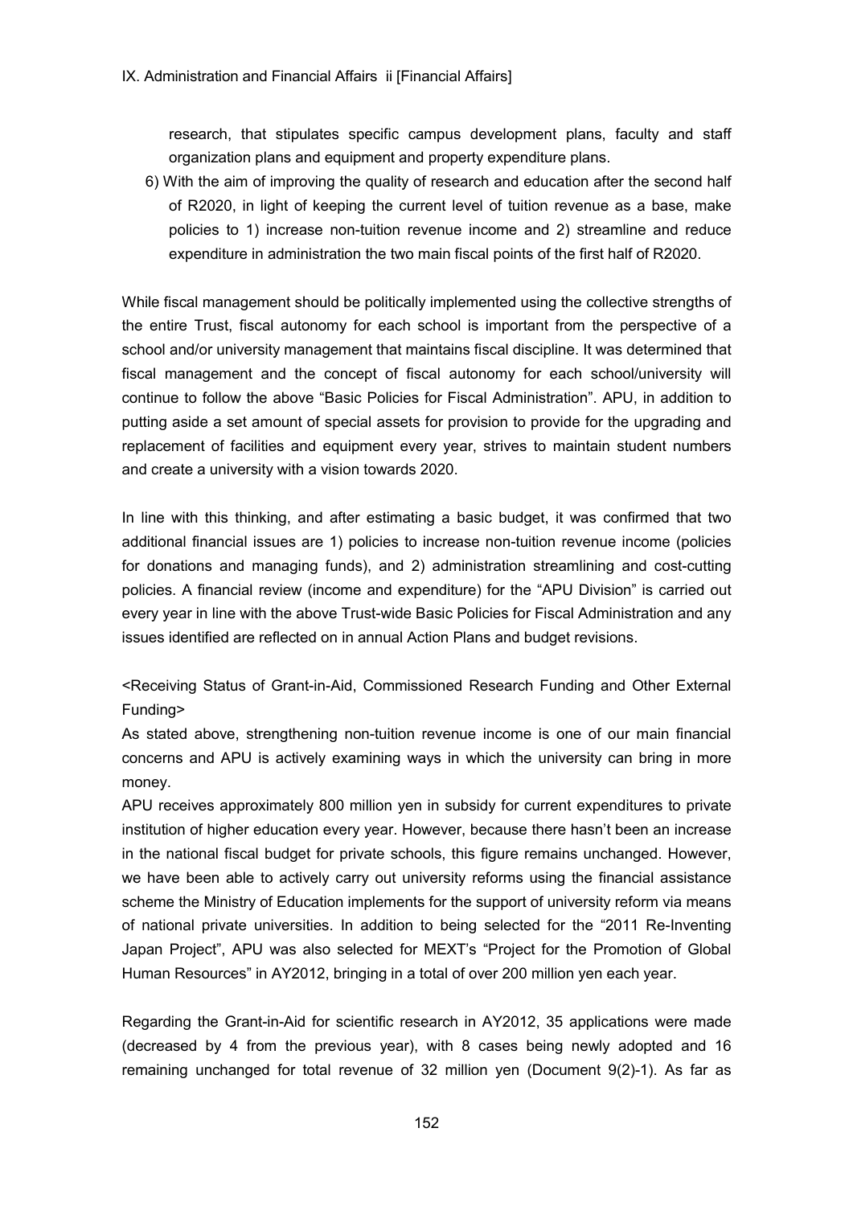research, that stipulates specific campus development plans, faculty and staff organization plans and equipment and property expenditure plans.

6) With the aim of improving the quality of research and education after the second half of R2020, in light of keeping the current level of tuition revenue as a base, make policies to 1) increase non-tuition revenue income and 2) streamline and reduce expenditure in administration the two main fiscal points of the first half of R2020.

While fiscal management should be politically implemented using the collective strengths of the entire Trust, fiscal autonomy for each school is important from the perspective of a school and/or university management that maintains fiscal discipline. It was determined that fiscal management and the concept of fiscal autonomy for each school/university will continue to follow the above "Basic Policies for Fiscal Administration". APU, in addition to putting aside a set amount of special assets for provision to provide for the upgrading and replacement of facilities and equipment every year, strives to maintain student numbers and create a university with a vision towards 2020.

In line with this thinking, and after estimating a basic budget, it was confirmed that two additional financial issues are 1) policies to increase non-tuition revenue income (policies for donations and managing funds), and 2) administration streamlining and cost-cutting policies. A financial review (income and expenditure) for the "APU Division" is carried out every year in line with the above Trust-wide Basic Policies for Fiscal Administration and any issues identified are reflected on in annual Action Plans and budget revisions.

<Receiving Status of Grant-in-Aid, Commissioned Research Funding and Other External Funding>

As stated above, strengthening non-tuition revenue income is one of our main financial concerns and APU is actively examining ways in which the university can bring in more money.

APU receives approximately 800 million yen in subsidy for current expenditures to private institution of higher education every year. However, because there hasn't been an increase in the national fiscal budget for private schools, this figure remains unchanged. However, we have been able to actively carry out university reforms using the financial assistance scheme the Ministry of Education implements for the support of university reform via means of national private universities. In addition to being selected for the "2011 Re-Inventing Japan Project", APU was also selected for MEXT's "Project for the Promotion of Global Human Resources" in AY2012, bringing in a total of over 200 million yen each year.

Regarding the Grant-in-Aid for scientific research in AY2012, 35 applications were made (decreased by 4 from the previous year), with 8 cases being newly adopted and 16 remaining unchanged for total revenue of 32 million yen (Document 9(2)-1). As far as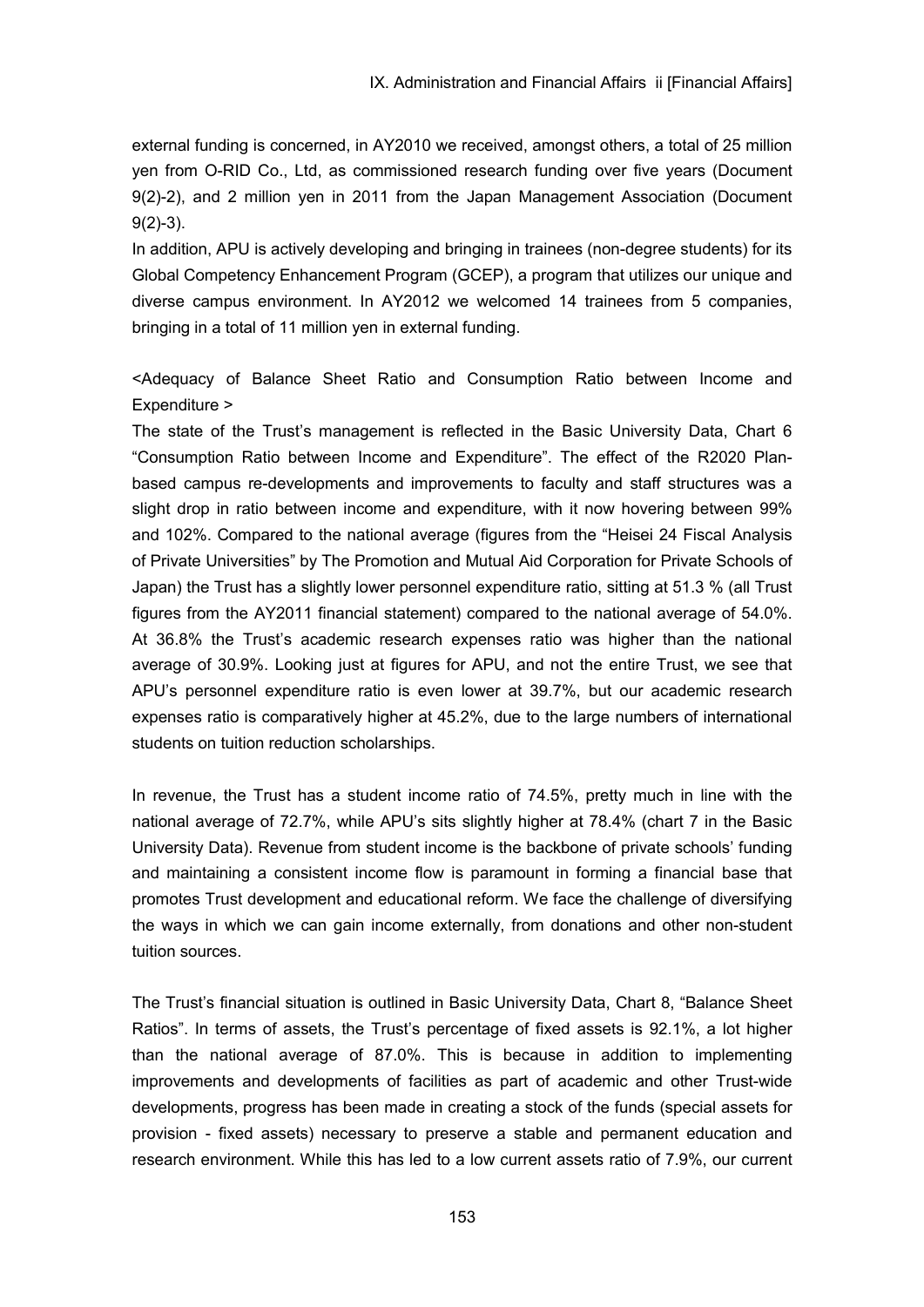external funding is concerned, in AY2010 we received, amongst others, a total of 25 million yen from O-RID Co., Ltd, as commissioned research funding over five years (Document 9(2)-2), and 2 million yen in 2011 from the Japan Management Association (Document 9(2)-3).

In addition, APU is actively developing and bringing in trainees (non-degree students) for its Global Competency Enhancement Program (GCEP), a program that utilizes our unique and diverse campus environment. In AY2012 we welcomed 14 trainees from 5 companies, bringing in a total of 11 million yen in external funding.

<Adequacy of Balance Sheet Ratio and Consumption Ratio between Income and Expenditure >

The state of the Trust's management is reflected in the Basic University Data, Chart 6 "Consumption Ratio between Income and Expenditure". The effect of the R2020 Plan-based campus re-developments and improvements to faculty and staff structures was a slight drop in ratio between income and expenditure, with it now hovering between 99% and 102%. Compared to the national average (figures from the "Heisei 24 Fiscal Analysis of Private Universities" by The Promotion and Mutual Aid Corporation for Private Schools of Japan) the Trust has a slightly lower personnel expenditure ratio, sitting at 51.3 % (all Trust figures from the AY2011 financial statement) compared to the national average of 54.0%. At 36.8% the Trust's academic research expenses ratio was higher than the national average of 30.9%. Looking just at figures for APU, and not the entire Trust, we see that APU's personnel expenditure ratio is even lower at 39.7%, but our academic research expenses ratio is comparatively higher at 45.2%, due to the large numbers of international students on tuition reduction scholarships.

In revenue, the Trust has a student income ratio of 74.5%, pretty much in line with the national average of 72.7%, while APU's sits slightly higher at 78.4% (chart 7 in the Basic University Data). Revenue from student income is the backbone of private schools' funding and maintaining a consistent income flow is paramount in forming a financial base that promotes Trust development and educational reform. We face the challenge of diversifying the ways in which we can gain income externally, from donations and other non-student tuition sources.

The Trust's financial situation is outlined in Basic University Data, Chart 8, "Balance Sheet Ratios". In terms of assets, the Trust's percentage of fixed assets is 92.1%, a lot higher than the national average of 87.0%. This is because in addition to implementing improvements and developments of facilities as part of academic and other Trust-wide developments, progress has been made in creating a stock of the funds (special assets for provision - fixed assets) necessary to preserve a stable and permanent education and research environment. While this has led to a low current assets ratio of 7.9%, our current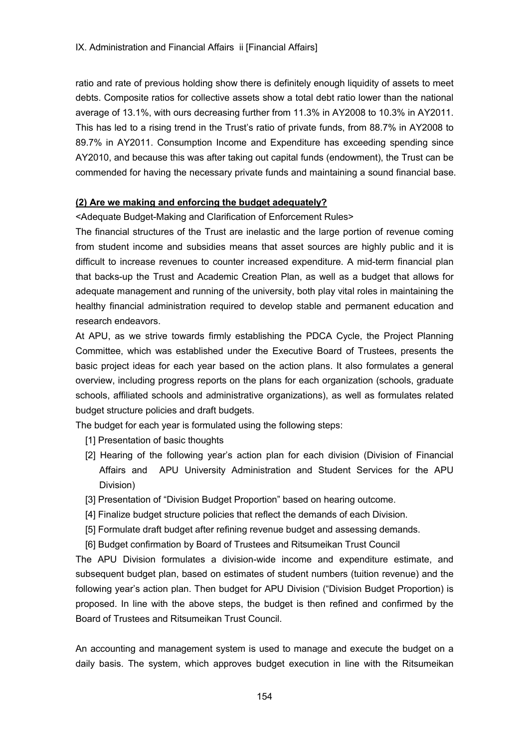ratio and rate of previous holding show there is definitely enough liquidity of assets to meet debts. Composite ratios for collective assets show a total debt ratio lower than the national average of 13.1%, with ours decreasing further from 11.3% in AY2008 to 10.3% in AY2011. This has led to a rising trend in the Trust's ratio of private funds, from 88.7% in AY2008 to 89.7% in AY2011. Consumption Income and Expenditure has exceeding spending since AY2010, and because this was after taking out capital funds (endowment), the Trust can be commended for having the necessary private funds and maintaining a sound financial base.

**(2) Are we making and enforcing the budget adequately?**

<Adequate Budget-Making and Clarification of Enforcement Rules>

The financial structures of the Trust are inelastic and the large portion of revenue coming from student income and subsidies means that asset sources are highly public and it is difficult to increase revenues to counter increased expenditure. A mid-term financial plan that backs-up the Trust and Academic Creation Plan, as well as a budget that allows for adequate management and running of the university, both play vital roles in maintaining the healthy financial administration required to develop stable and permanent education and research endeavors.

At APU, as we strive towards firmly establishing the PDCA Cycle, the Project Planning Committee, which was established under the Executive Board of Trustees, presents the basic project ideas for each year based on the action plans. It also formulates a general overview, including progress reports on the plans for each organization (schools, graduate schools, affiliated schools and administrative organizations), as well as formulates related budget structure policies and draft budgets.

The budget for each year is formulated using the following steps:

[1] Presentation of basic thoughts

[2] Hearing of the following year's action plan for each division (Division of Financial Affairs and APU University Administration and Student Services for the APU Division)

[3] Presentation of "Division Budget Proportion" based on hearing outcome.

[4] Finalize budget structure policies that reflect the demands of each Division.

[5] Formulate draft budget after refining revenue budget and assessing demands.

[6] Budget confirmation by Board of Trustees and Ritsumeikan Trust Council

The APU Division formulates a division-wide income and expenditure estimate, and subsequent budget plan, based on estimates of student numbers (tuition revenue) and the following year's action plan. Then budget for APU Division ("Division Budget Proportion) is proposed. In line with the above steps, the budget is then refined and confirmed by the Board of Trustees and Ritsumeikan Trust Council.

An accounting and management system is used to manage and execute the budget on a daily basis. The system, which approves budget execution in line with the Ritsumeikan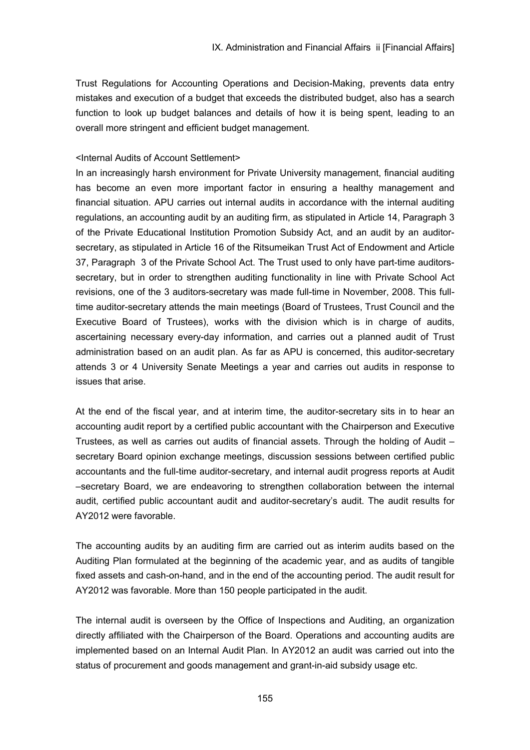Trust Regulations for Accounting Operations and Decision-Making, prevents data entry mistakes and execution of a budget that exceeds the distributed budget, also has a search function to look up budget balances and details of how it is being spent, leading to an overall more stringent and efficient budget management.

<Internal Audits of Account Settlement>

In an increasingly harsh environment for Private University management, financial auditing has become an even more important factor in ensuring a healthy management and financial situation. APU carries out internal audits in accordance with the internal auditing regulations, an accounting audit by an auditing firm, as stipulated in Article 14, Paragraph 3 of the Private Educational Institution Promotion Subsidy Act, and an audit by an auditor-secretary, as stipulated in Article 16 of the Ritsumeikan Trust Act of Endowment and Article 37, Paragraph 3 of the Private School Act. The Trust used to only have part-time auditors-secretary, but in order to strengthen auditing functionality in line with Private School Act revisions, one of the 3 auditors-secretary was made full-time in November, 2008. This full-time auditor-secretary attends the main meetings (Board of Trustees, Trust Council and the Executive Board of Trustees), works with the division which is in charge of audits, ascertaining necessary every-day information, and carries out a planned audit of Trust administration based on an audit plan. As far as APU is concerned, this auditor-secretary attends 3 or 4 University Senate Meetings a year and carries out audits in response to issues that arise.

At the end of the fiscal year, and at interim time, the auditor-secretary sits in to hear an accounting audit report by a certified public accountant with the Chairperson and Executive Trustees, as well as carries out audits of financial assets. Through the holding of Audit –secretary Board opinion exchange meetings, discussion sessions between certified public accountants and the full-time auditor-secretary, and internal audit progress reports at Audit –secretary Board, we are endeavoring to strengthen collaboration between the internal audit, certified public accountant audit and auditor-secretary's audit. The audit results for AY2012 were favorable.

The accounting audits by an auditing firm are carried out as interim audits based on the Auditing Plan formulated at the beginning of the academic year, and as audits of tangible fixed assets and cash-on-hand, and in the end of the accounting period. The audit result for AY2012 was favorable. More than 150 people participated in the audit.

The internal audit is overseen by the Office of Inspections and Auditing, an organization directly affiliated with the Chairperson of the Board. Operations and accounting audits are implemented based on an Internal Audit Plan. In AY2012 an audit was carried out into the status of procurement and goods management and grant-in-aid subsidy usage etc.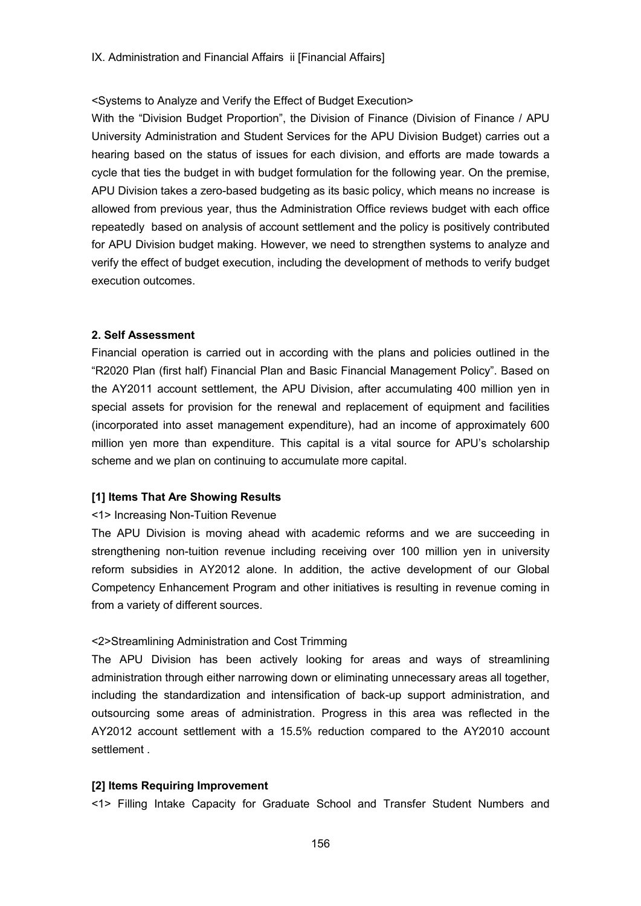IX. Administration and Financial Affairs ii [Financial Affairs]

<Systems to Analyze and Verify the Effect of Budget Execution>

With the "Division Budget Proportion", the Division of Finance (Division of Finance / APU University Administration and Student Services for the APU Division Budget) carries out a hearing based on the status of issues for each division, and efforts are made towards a cycle that ties the budget in with budget formulation for the following year. On the premise, APU Division takes a zero-based budgeting as its basic policy, which means no increase is allowed from previous year, thus the Administration Office reviews budget with each office repeatedly based on analysis of account settlement and the policy is positively contributed for APU Division budget making. However, we need to strengthen systems to analyze and verify the effect of budget execution, including the development of methods to verify budget execution outcomes.

### 2. Self Assessment

Financial operation is carried out in according with the plans and policies outlined in the "R2020 Plan (first half) Financial Plan and Basic Financial Management Policy". Based on the AY2011 account settlement, the APU Division, after accumulating 400 million yen in special assets for provision for the renewal and replacement of equipment and facilities (incorporated into asset management expenditure), had an income of approximately 600 million yen more than expenditure. This capital is a vital source for APU's scholarship scheme and we plan on continuing to accumulate more capital.

#### [1] Items That Are Showing Results

<1> Increasing Non-Tuition Revenue

The APU Division is moving ahead with academic reforms and we are succeeding in strengthening non-tuition revenue including receiving over 100 million yen in university reform subsidies in AY2012 alone. In addition, the active development of our Global Competency Enhancement Program and other initiatives is resulting in revenue coming in from a variety of different sources.

<2>Streamlining Administration and Cost Trimming

The APU Division has been actively looking for areas and ways of streamlining administration through either narrowing down or eliminating unnecessary areas all together, including the standardization and intensification of back-up support administration, and outsourcing some areas of administration. Progress in this area was reflected in the AY2012 account settlement with a 15.5% reduction compared to the AY2010 account settlement .

#### [2] Items Requiring Improvement

<1> Filling Intake Capacity for Graduate School and Transfer Student Numbers and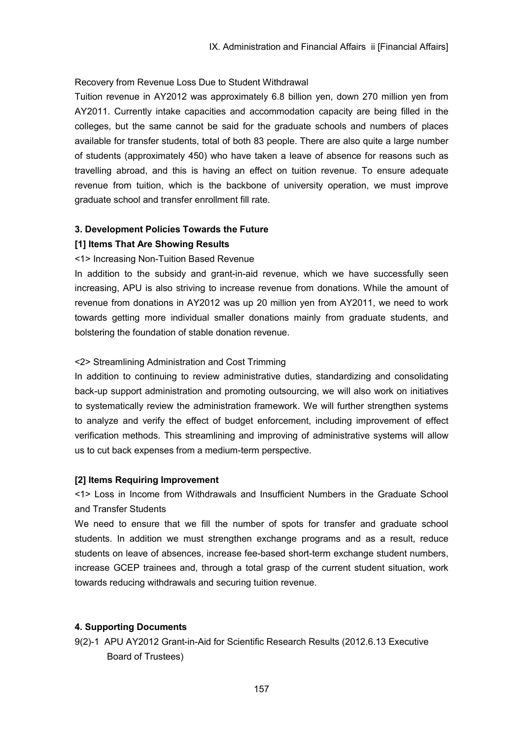Recovery from Revenue Loss Due to Student Withdrawal

Tuition revenue in AY2012 was approximately 6.8 billion yen, down 270 million yen from AY2011. Currently intake capacities and accommodation capacity are being filled in the colleges, but the same cannot be said for the graduate schools and numbers of places available for transfer students, total of both 83 people. There are also quite a large number of students (approximately 450) who have taken a leave of absence for reasons such as travelling abroad, and this is having an effect on tuition revenue. To ensure adequate revenue from tuition, which is the backbone of university operation, we must improve graduate school and transfer enrollment fill rate.

### 3. Development Policies Towards the Future

#### [1] Items That Are Showing Results

<1> Increasing Non-Tuition Based Revenue

In addition to the subsidy and grant-in-aid revenue, which we have successfully seen increasing, APU is also striving to increase revenue from donations. While the amount of revenue from donations in AY2012 was up 20 million yen from AY2011, we need to work towards getting more individual smaller donations mainly from graduate students, and bolstering the foundation of stable donation revenue.

<2> Streamlining Administration and Cost Trimming

In addition to continuing to review administrative duties, standardizing and consolidating back-up support administration and promoting outsourcing, we will also work on initiatives to systematically review the administration framework. We will further strengthen systems to analyze and verify the effect of budget enforcement, including improvement of effect verification methods. This streamlining and improving of administrative systems will allow us to cut back expenses from a medium-term perspective.

#### [2] Items Requiring Improvement

<1> Loss in Income from Withdrawals and Insufficient Numbers in the Graduate School and Transfer Students

We need to ensure that we fill the number of spots for transfer and graduate school students. In addition we must strengthen exchange programs and as a result, reduce students on leave of absences, increase fee-based short-term exchange student numbers, increase GCEP trainees and, through a total grasp of the current student situation, work towards reducing withdrawals and securing tuition revenue.

### 4. Supporting Documents

9(2)-1 APU AY2012 Grant-in-Aid for Scientific Research Results (2012.6.13 Executive Board of Trustees)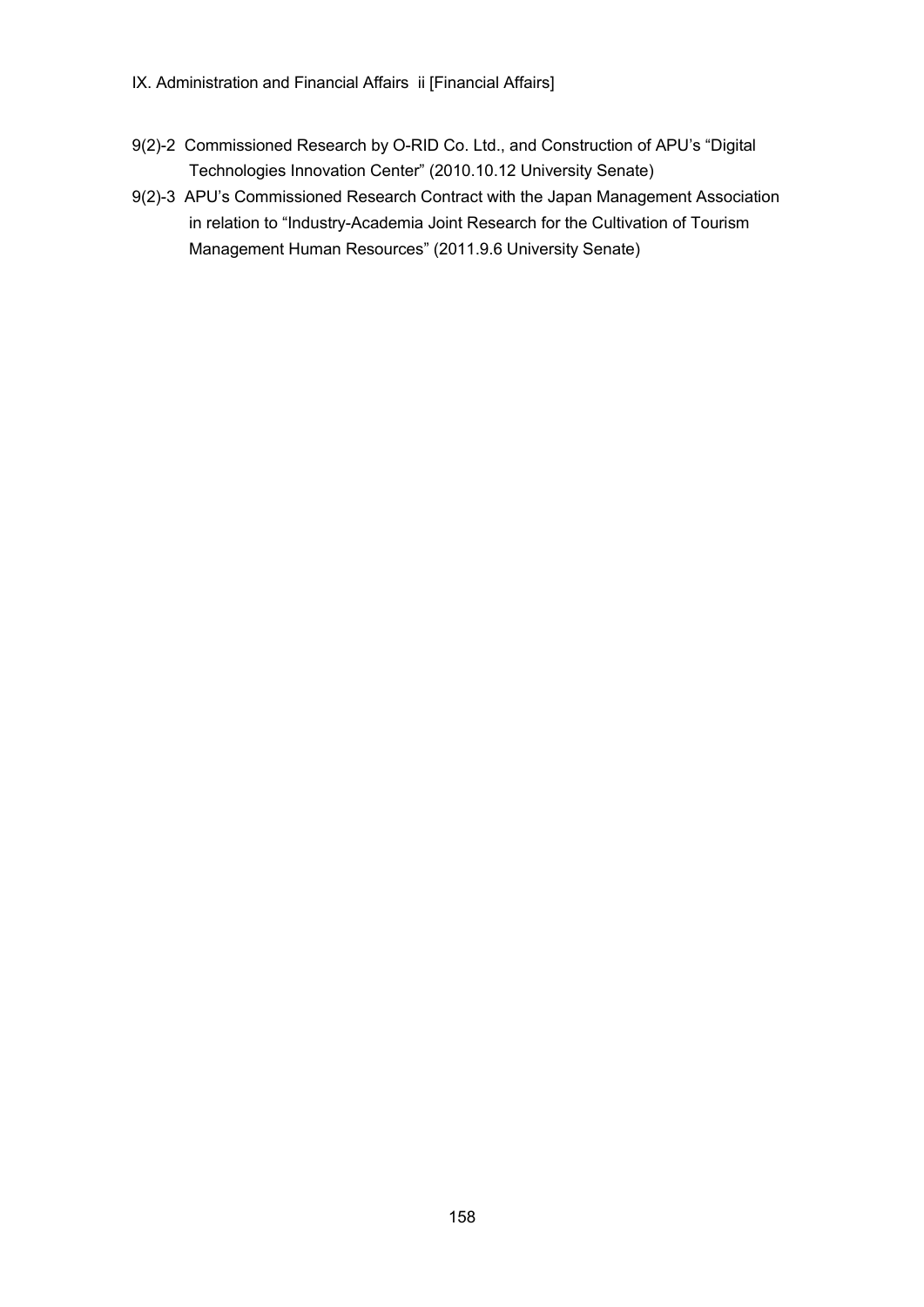IX. Administration and Financial Affairs ii [Financial Affairs]

9(2)-2 Commissioned Research by O-RID Co. Ltd., and Construction of APU's "Digital Technologies Innovation Center" (2010.10.12 University Senate)

9(2)-3 APU's Commissioned Research Contract with the Japan Management Association in relation to "Industry-Academia Joint Research for the Cultivation of Tourism Management Human Resources" (2011.9.6 University Senate)